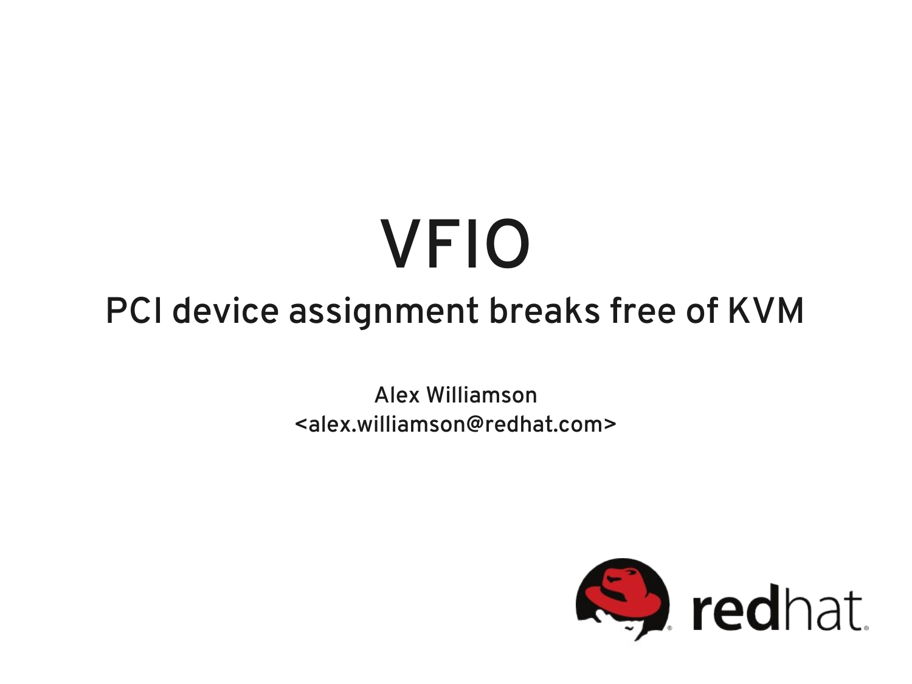# VFIO

## PCI device assignment breaks free of KVM

Alex Williamson
<alex.williamson@redhat.com>

redhat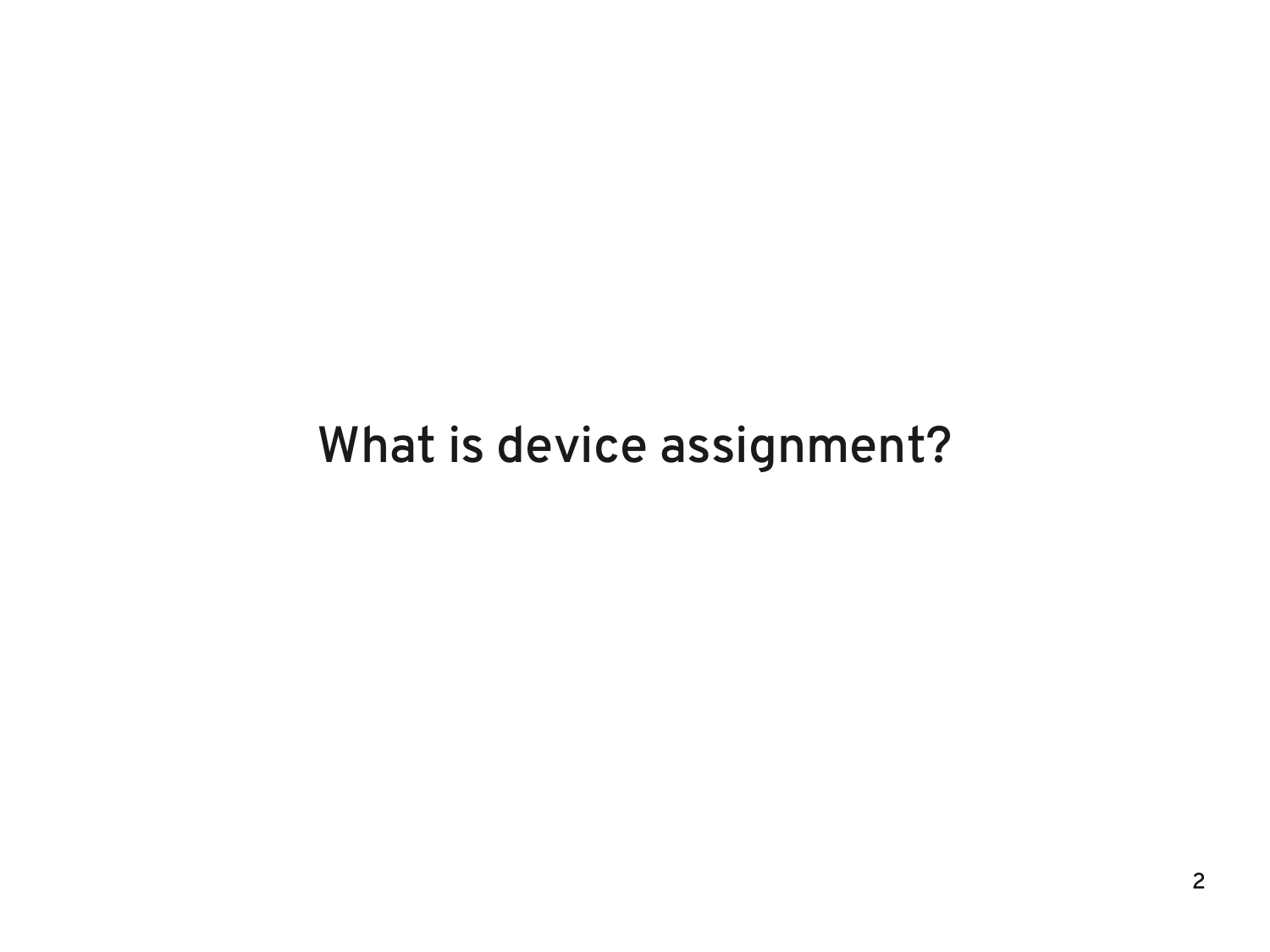# What is device assignment?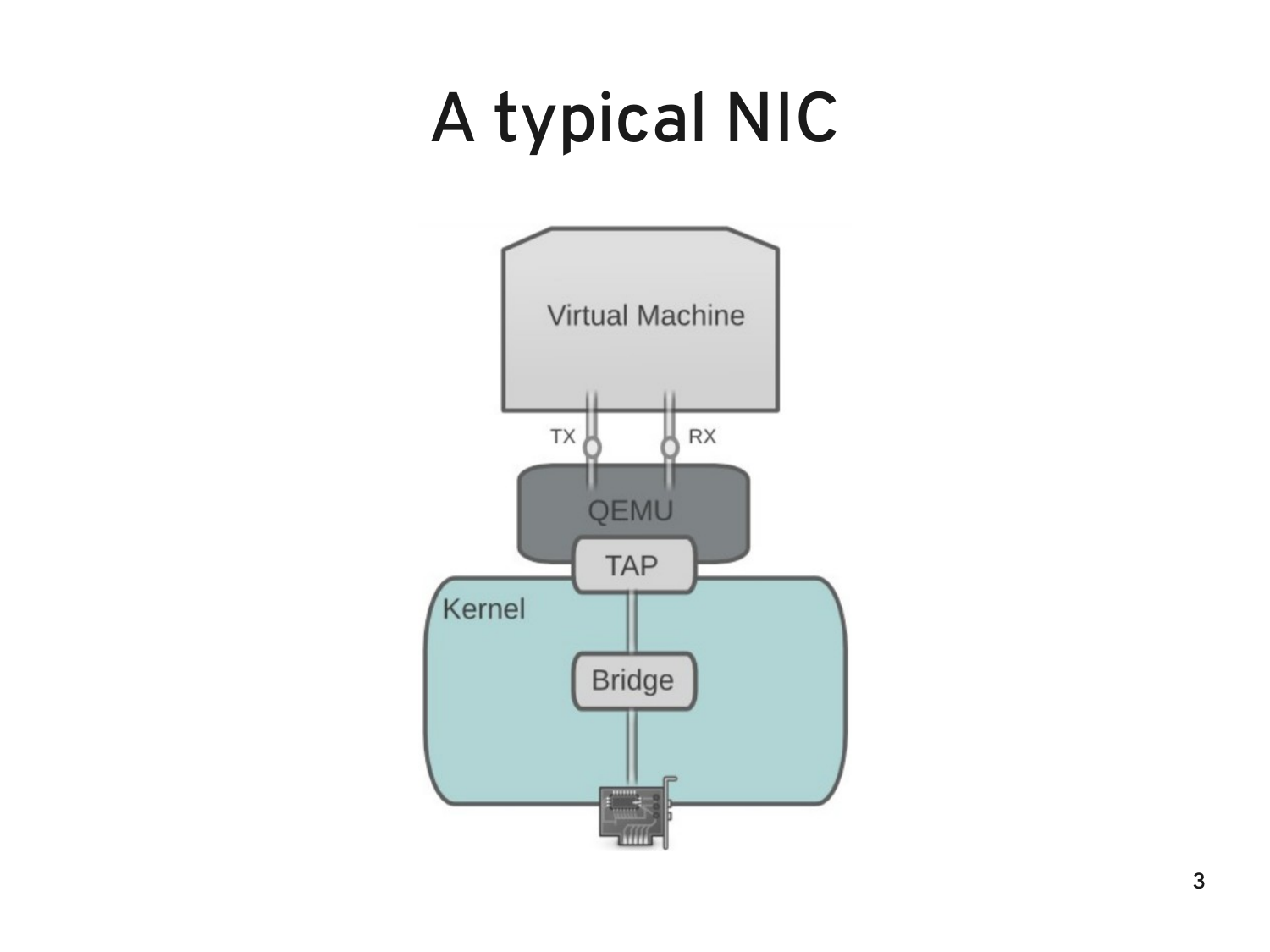# A typical NIC

Virtual Machine

TX RX

QEMU

TAP

Kernel

Bridge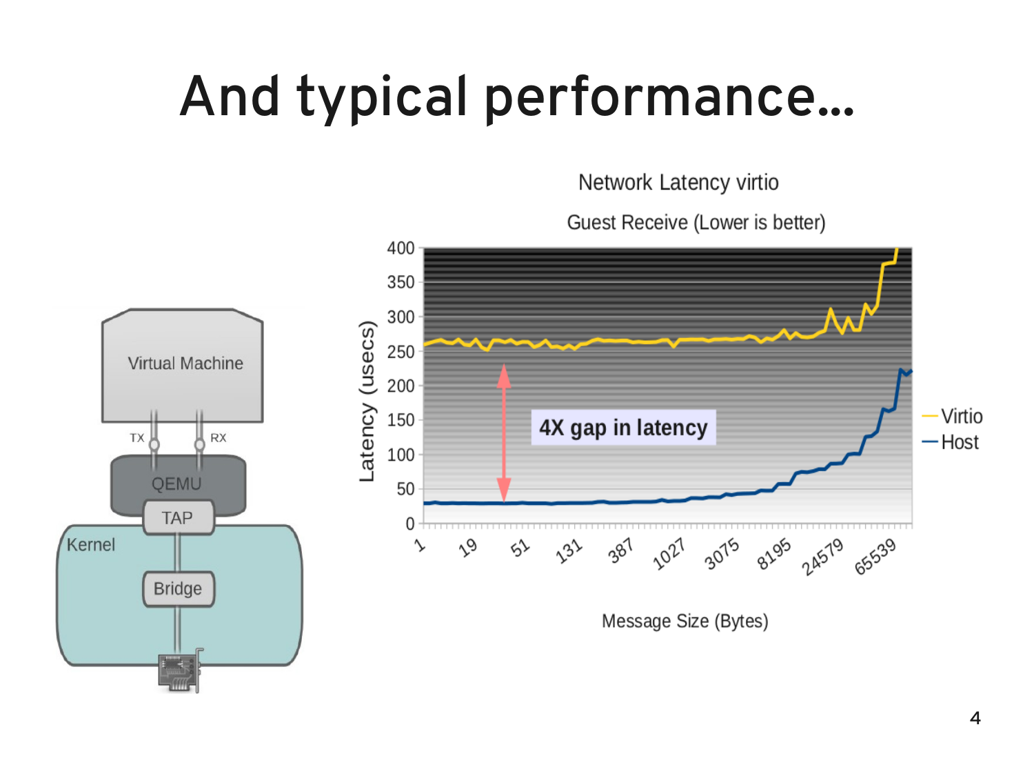# And typical performance…

Virtual Machine

TX RX

QEMU

TAP

Kernel

Bridge

Network Latency virtio

Guest Receive (Lower is better)

4X gap in latency

Latency (usecs)

Message Size (Bytes)

Virtio

Host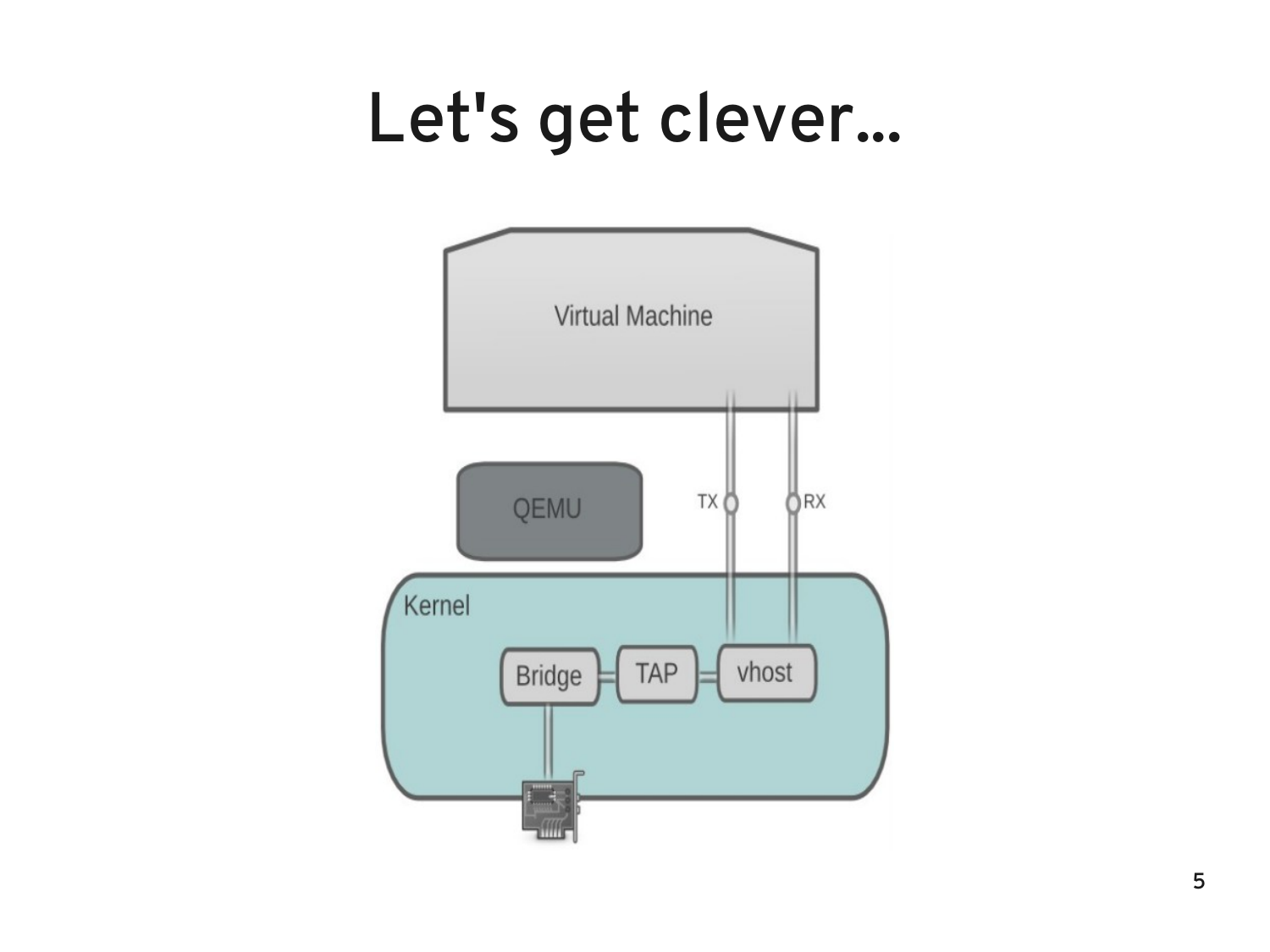# Let's get clever...

Virtual Machine

QEMU

TX

RX

Kernel

Bridge

TAP

vhost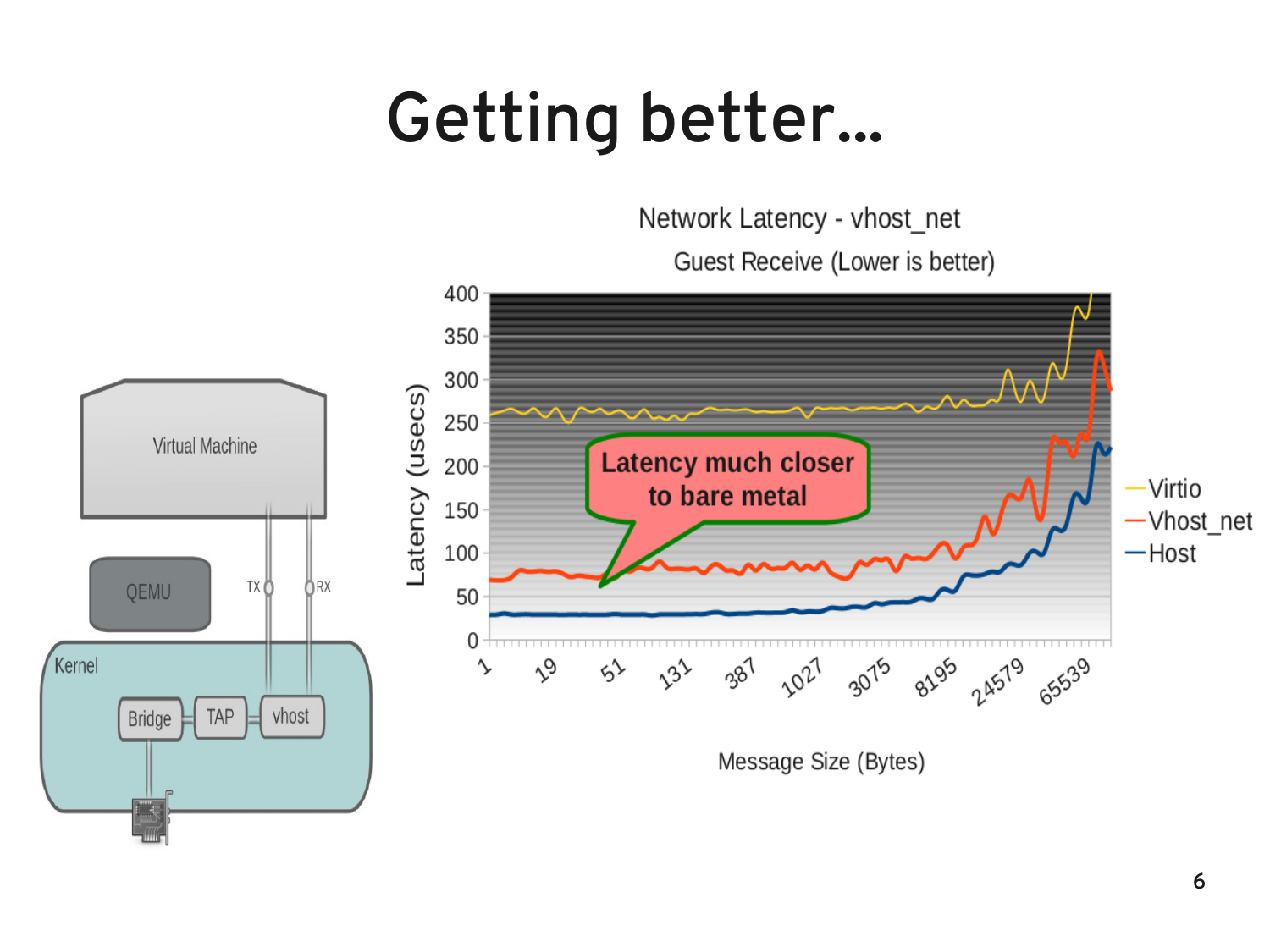# Getting better...

Virtual Machine

QEMU

TX RX

Kernel

Bridge — TAP — vhost

**Network Latency - vhost_net**

Guest Receive (Lower is better)

Latency (usecs): 0, 50, 100, 150, 200, 250, 300, 350, 400

Message Size (Bytes): 1, 19, 51, 131, 387, 1027, 3075, 8195, 24579, 65539

Legend: Virtio, Vhost_net, Host

**Latency much closer to bare metal**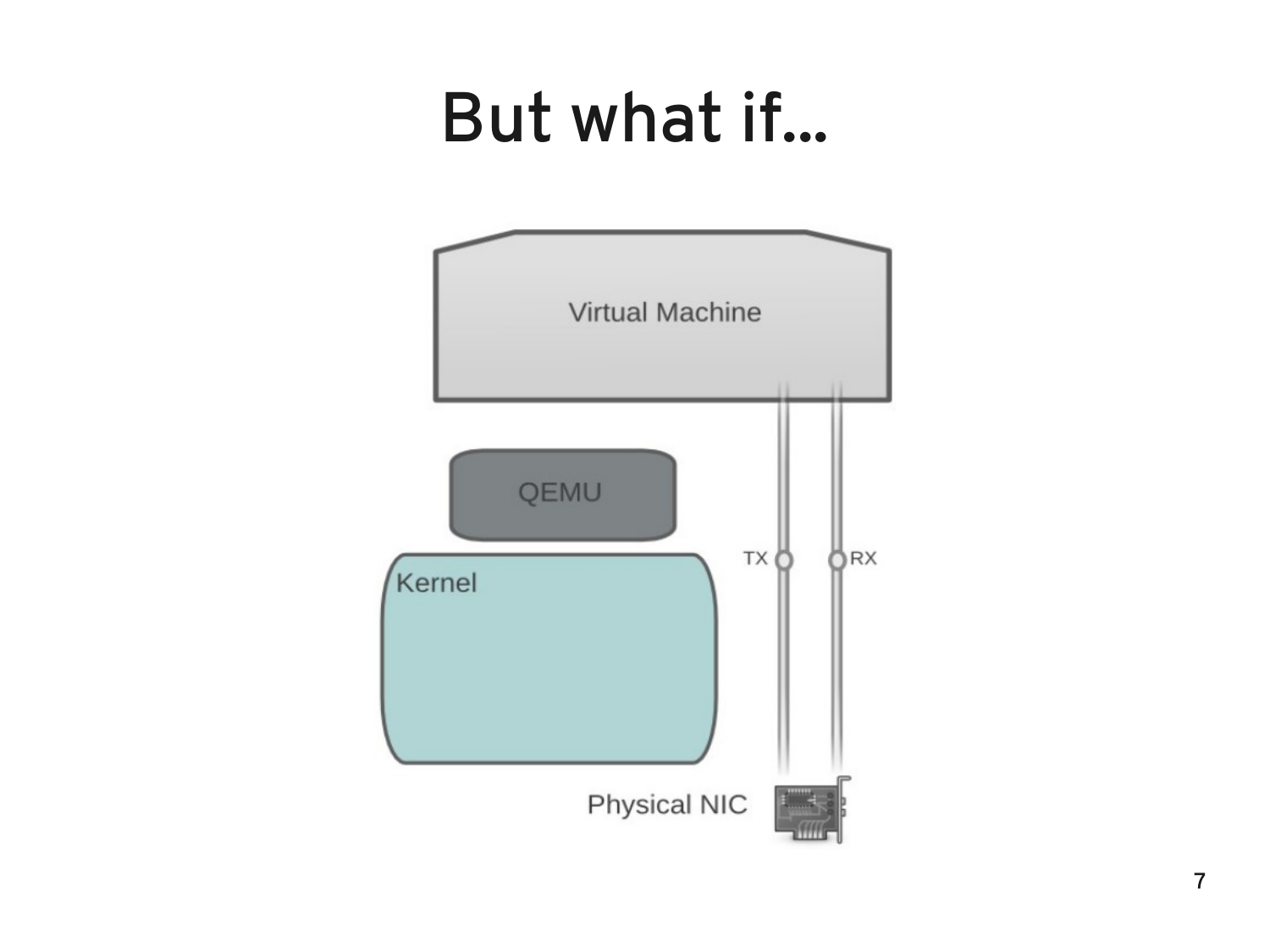# But what if...

Virtual Machine

QEMU

Kernel

TX

RX

Physical NIC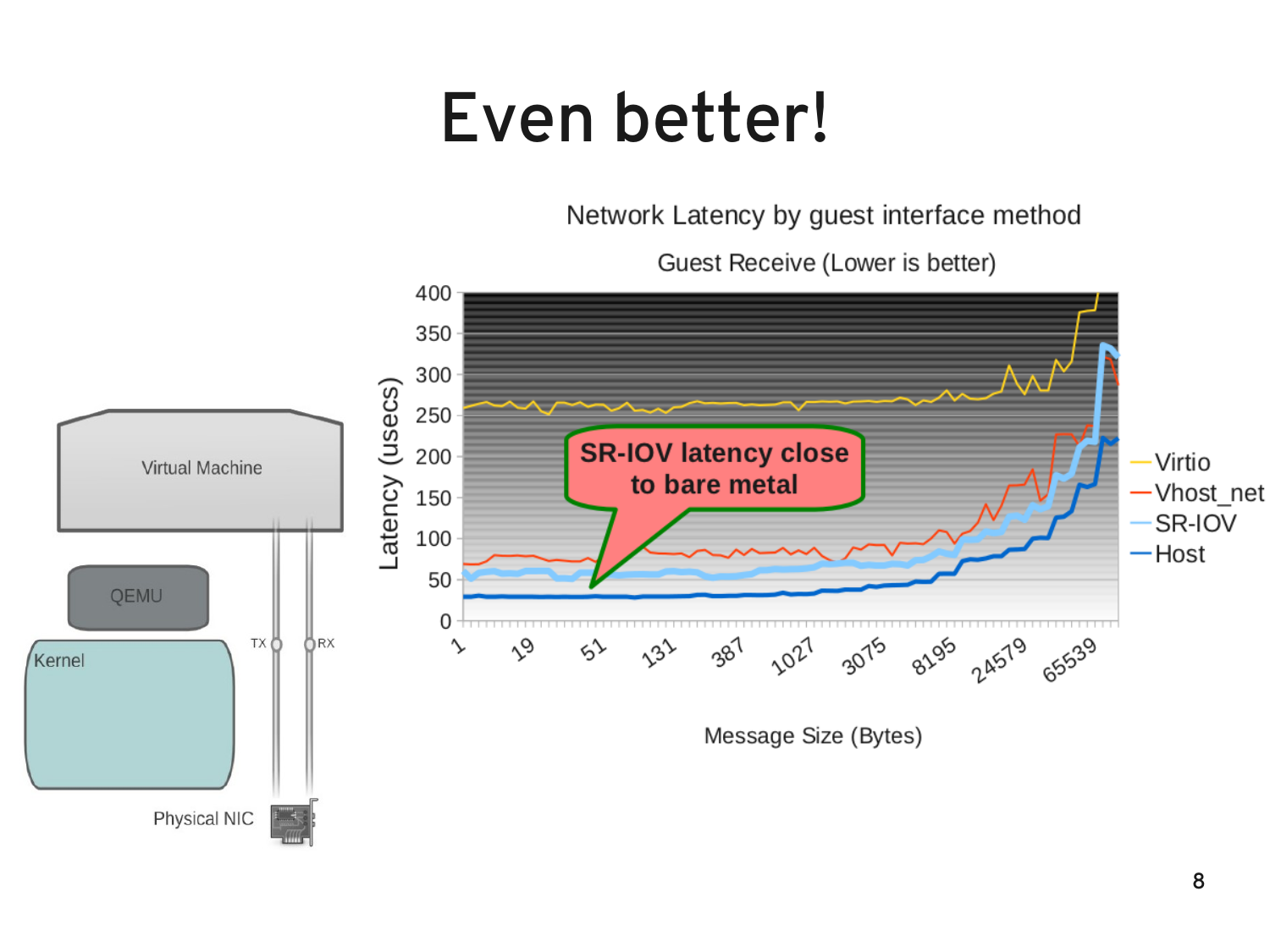# Even better!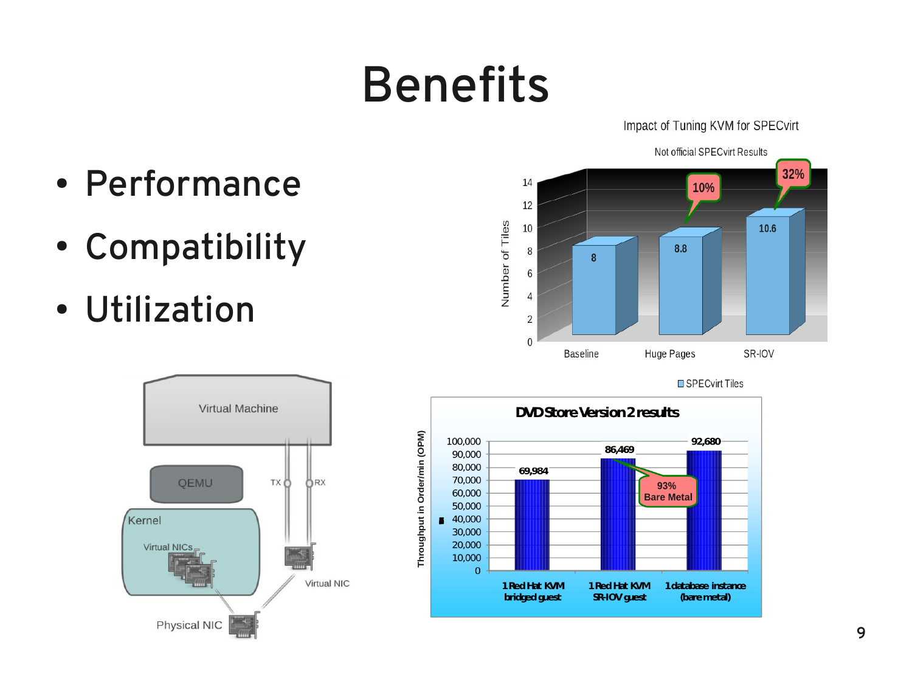# Benefits

- Performance
- Compatibility
- Utilization

**Impact of Tuning KVM for SPECvirt**

Not official SPECvirt Results

| | Number of Tiles (SPECvirt Tiles) | Improvement |
|---|---|---|
| Baseline | 8 | |
| Huge Pages | 8.8 | 10% |
| SR-IOV | 10.6 | 32% |

**DVD Store Version 2 results**

| | Throughput in Order/min (OPM) |
|---|---|
| 1 Red Hat KVM bridged guest | 69,984 |
| 1 Red Hat KVM SR-IOV guest | 86,469 (93% Bare Metal) |
| 1 database instance (bare metal) | 92,680 |

Virtual Machine — QEMU — Kernel (Virtual NICs) — Physical NIC — Virtual NIC — TX — RX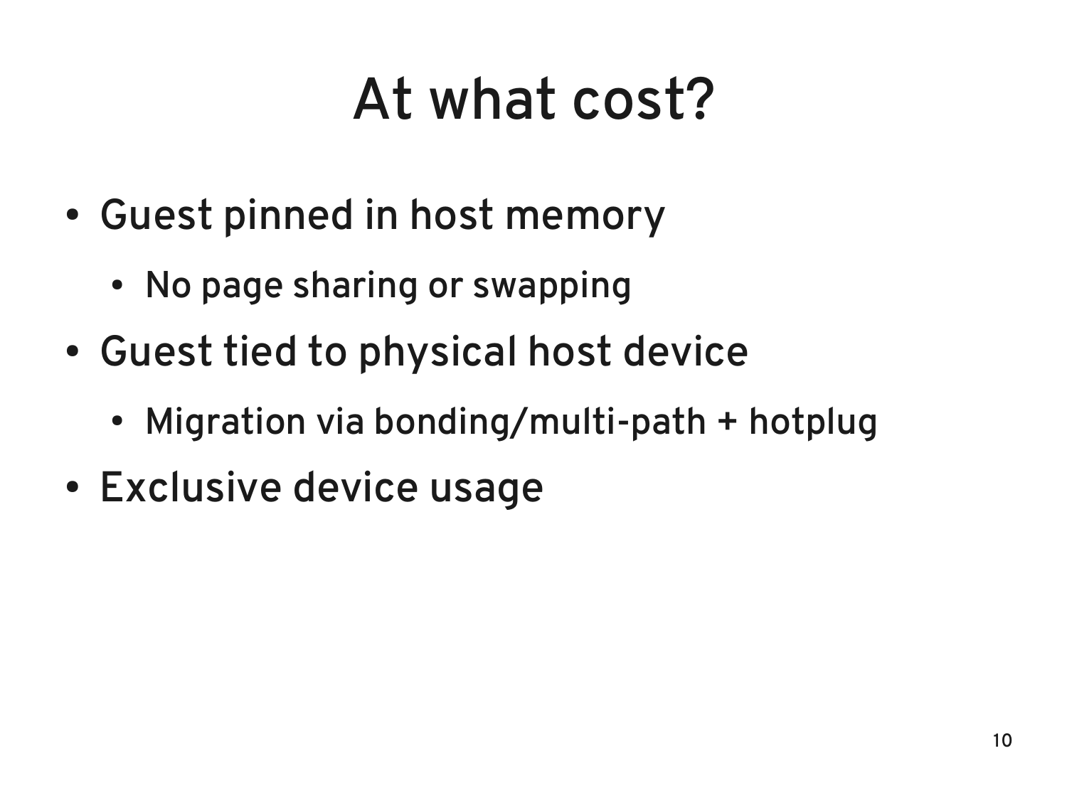# At what cost?

- Guest pinned in host memory
  - No page sharing or swapping
- Guest tied to physical host device
  - Migration via bonding/multi-path + hotplug
- Exclusive device usage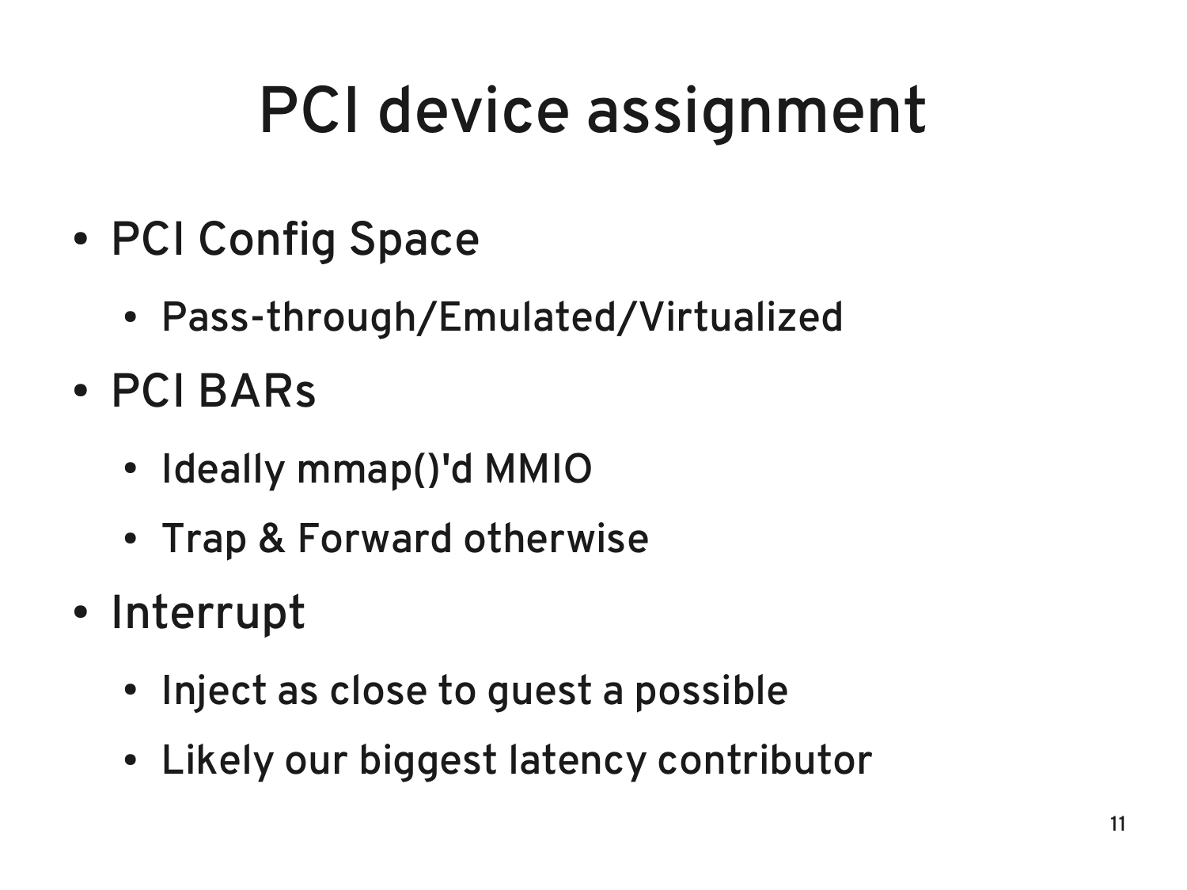# PCI device assignment

- PCI Config Space
  - Pass-through/Emulated/Virtualized
- PCI BARs
  - Ideally mmap()'d MMIO
  - Trap & Forward otherwise
- Interrupt
  - Inject as close to guest a possible
  - Likely our biggest latency contributor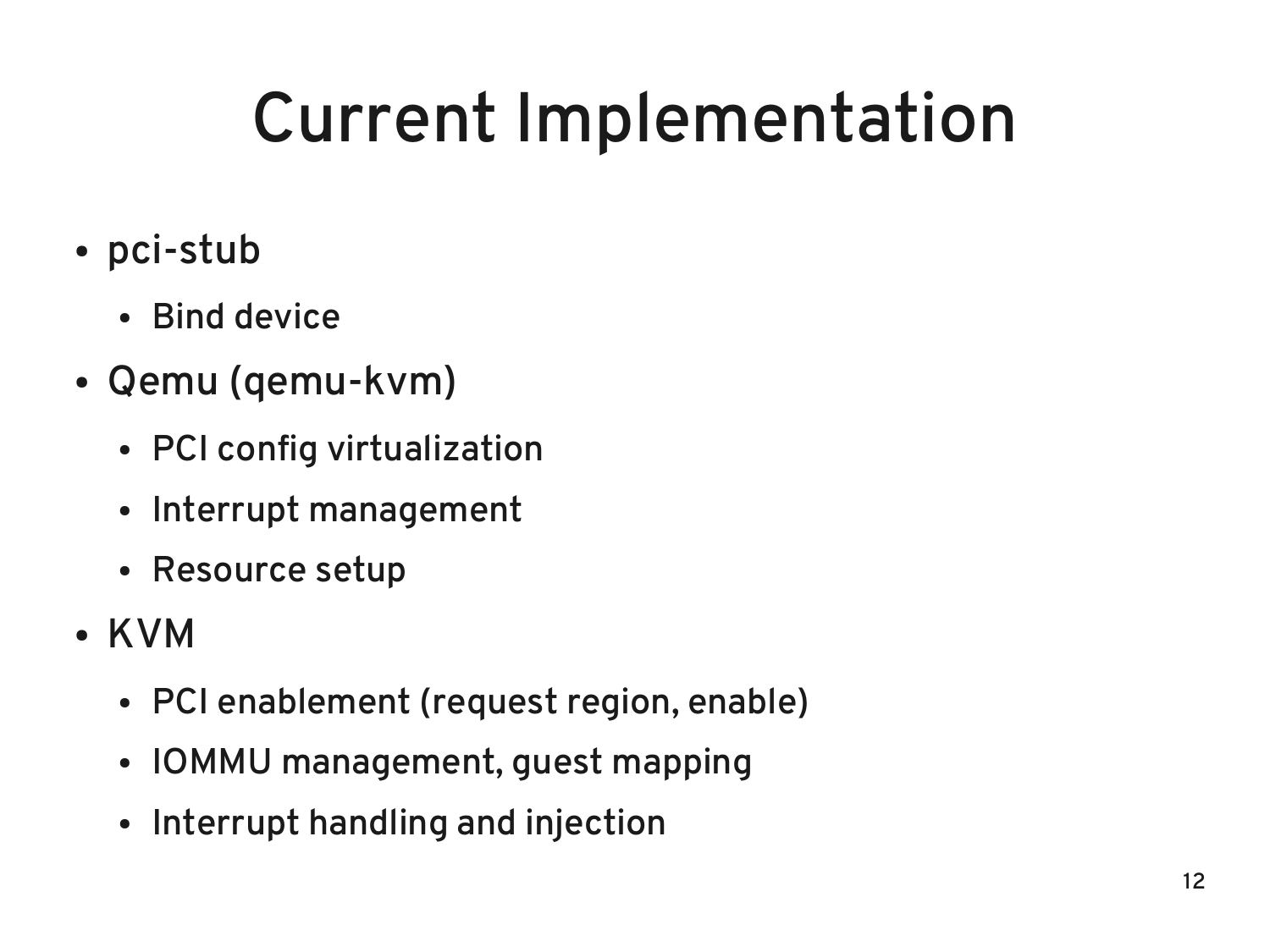# Current Implementation

- pci-stub
  - Bind device
- Qemu (qemu-kvm)
  - PCI config virtualization
  - Interrupt management
  - Resource setup
- KVM
  - PCI enablement (request region, enable)
  - IOMMU management, guest mapping
  - Interrupt handling and injection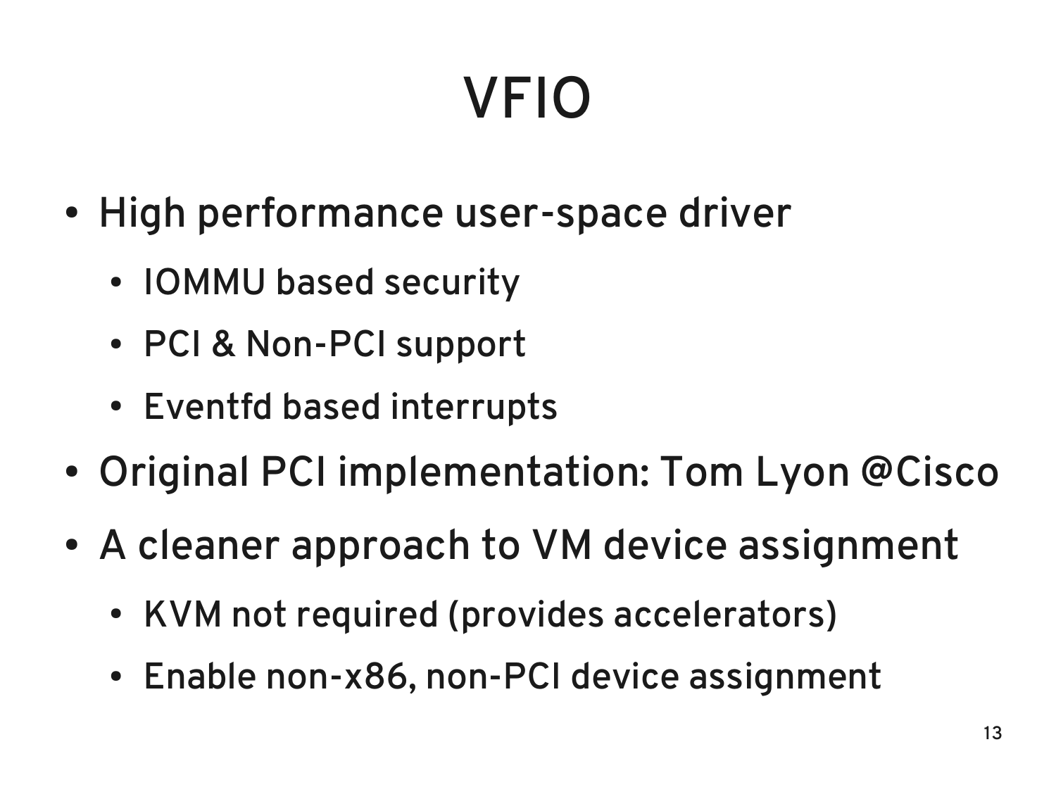# VFIO

- High performance user-space driver
  - IOMMU based security
  - PCI & Non-PCI support
  - Eventfd based interrupts
- Original PCI implementation: Tom Lyon @Cisco
- A cleaner approach to VM device assignment
  - KVM not required (provides accelerators)
  - Enable non-x86, non-PCI device assignment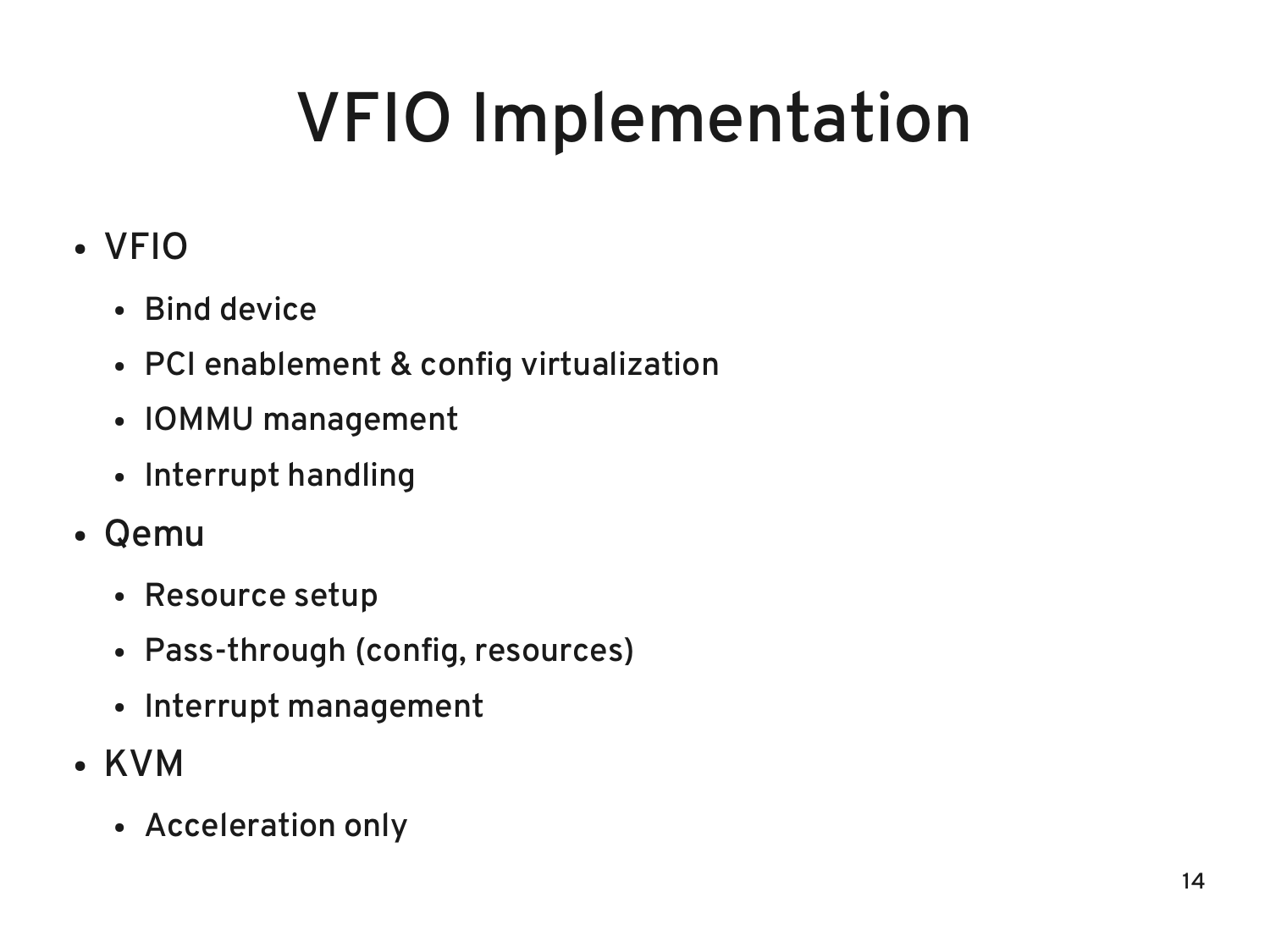# VFIO Implementation

- VFIO
  - Bind device
  - PCI enablement & config virtualization
  - IOMMU management
  - Interrupt handling
- Qemu
  - Resource setup
  - Pass-through (config, resources)
  - Interrupt management
- KVM
  - Acceleration only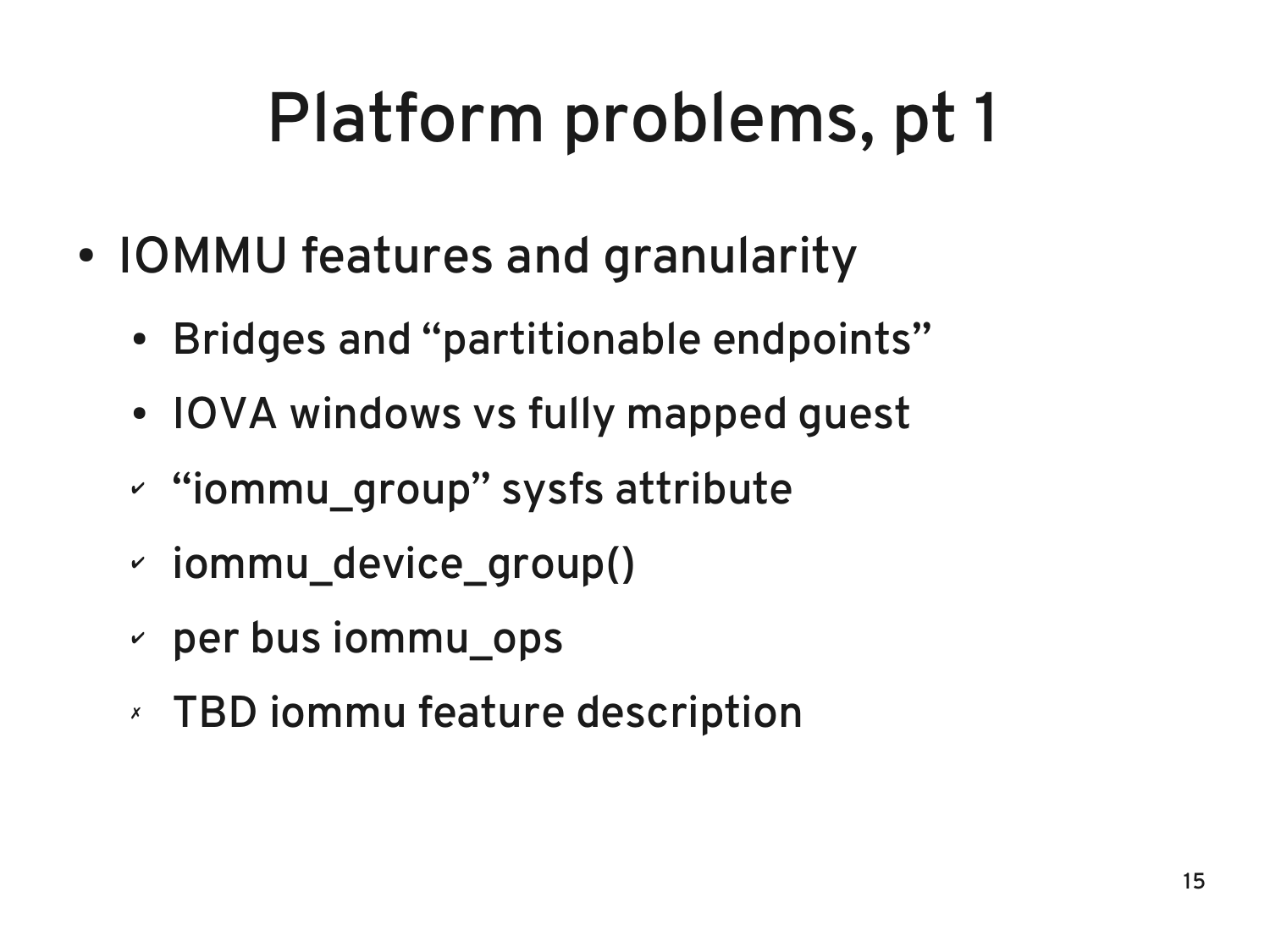# Platform problems, pt 1

- IOMMU features and granularity
  - Bridges and “partitionable endpoints”
  - IOVA windows vs fully mapped guest
  - ✔ “iommu_group” sysfs attribute
  - ✔ iommu_device_group()
  - ✔ per bus iommu_ops
  - ✗ TBD iommu feature description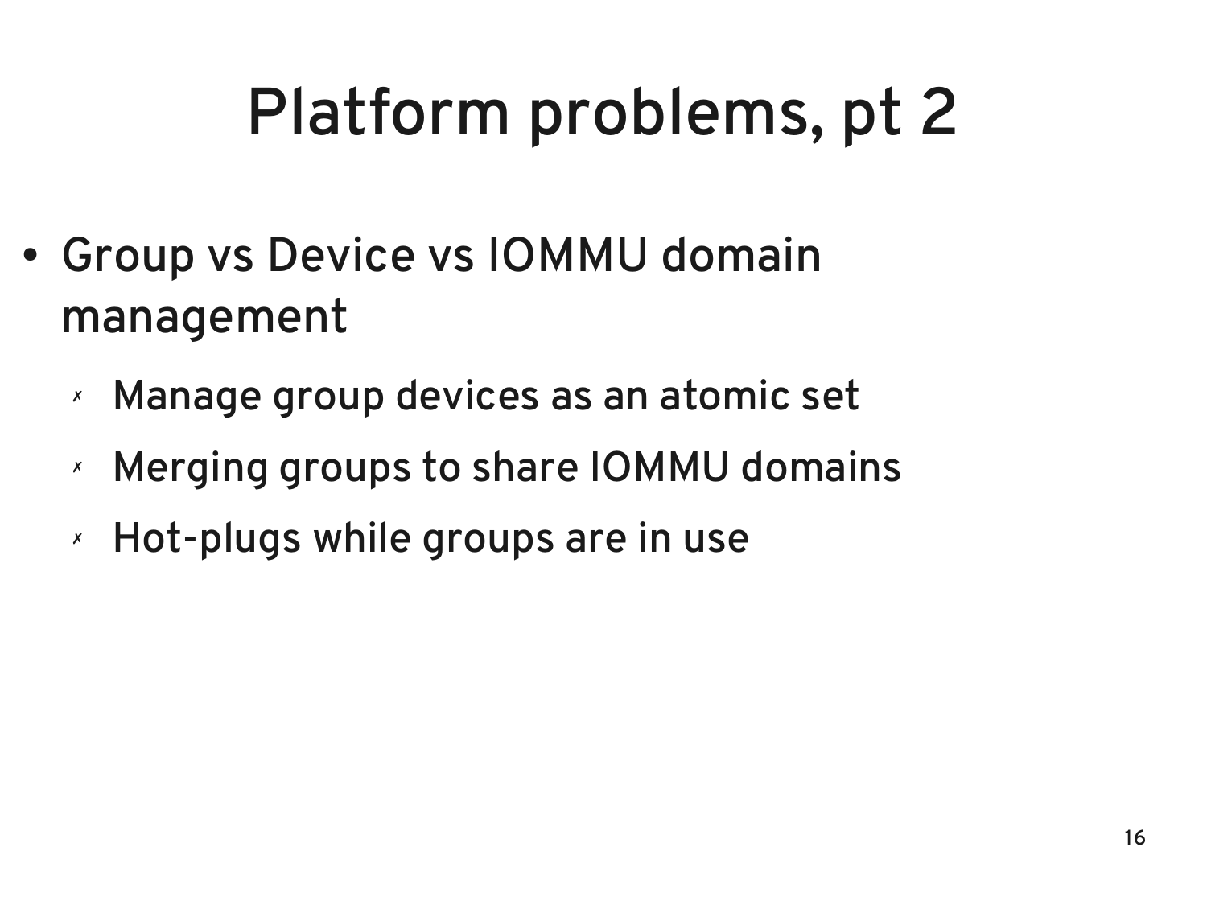# Platform problems, pt 2

- Group vs Device vs IOMMU domain management
  - Manage group devices as an atomic set
  - Merging groups to share IOMMU domains
  - Hot-plugs while groups are in use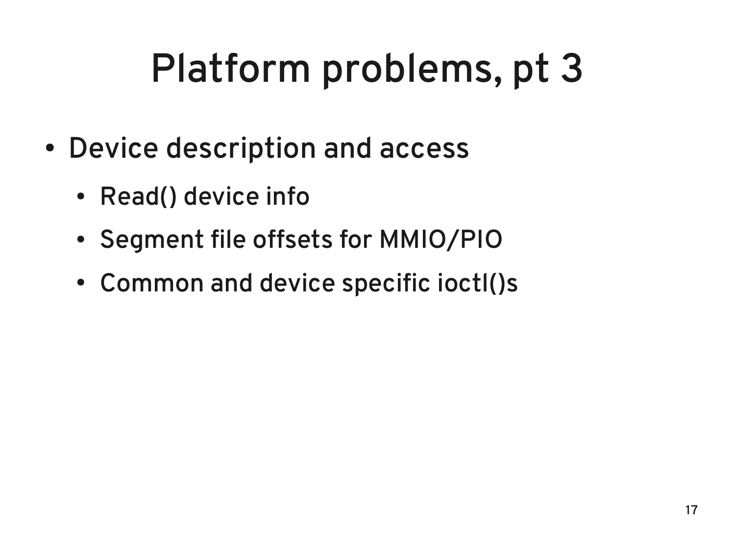# Platform problems, pt 3

- Device description and access
  - Read() device info
  - Segment file offsets for MMIO/PIO
  - Common and device specific ioctl()s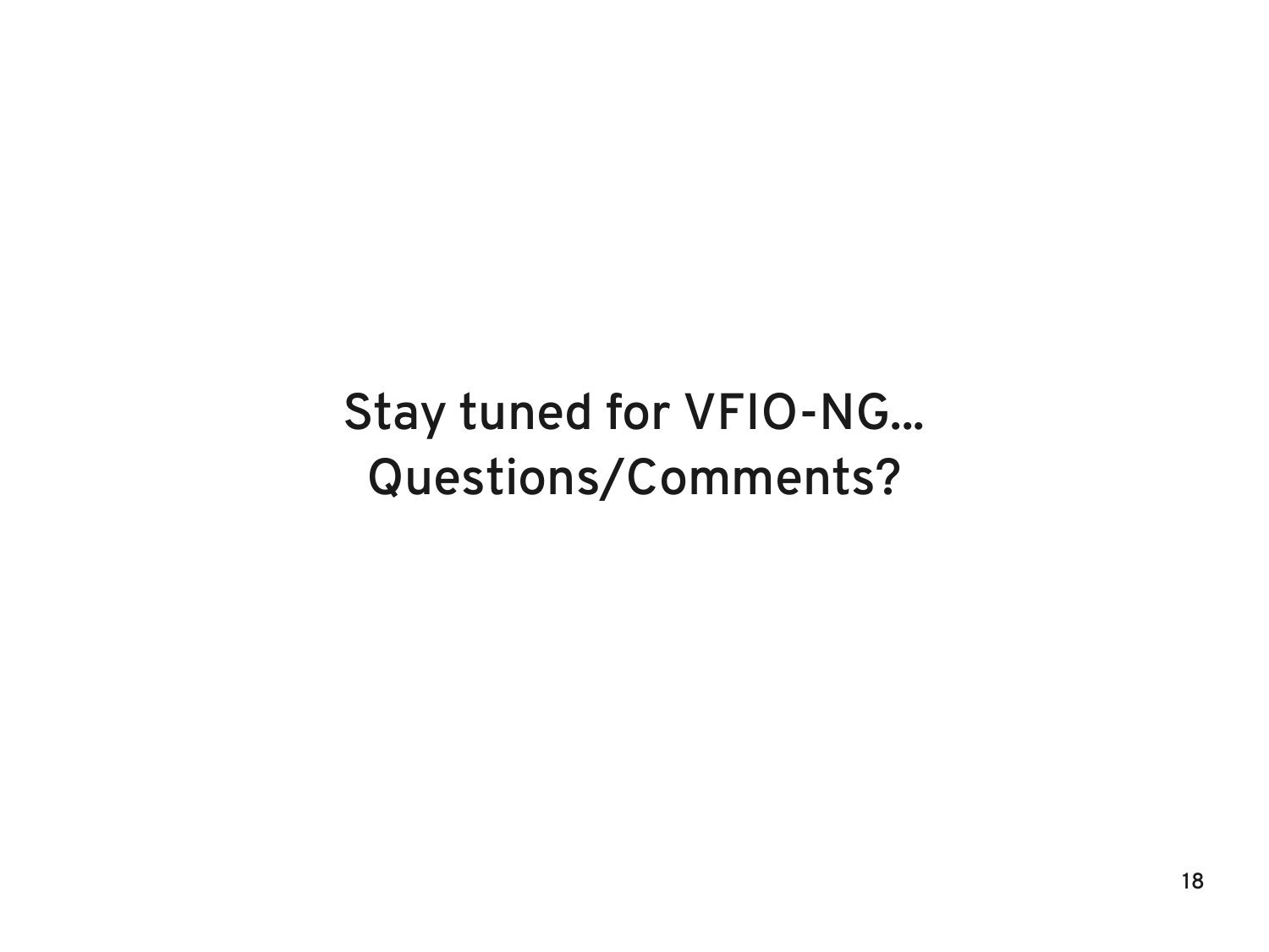Stay tuned for VFIO-NG…

Questions/Comments?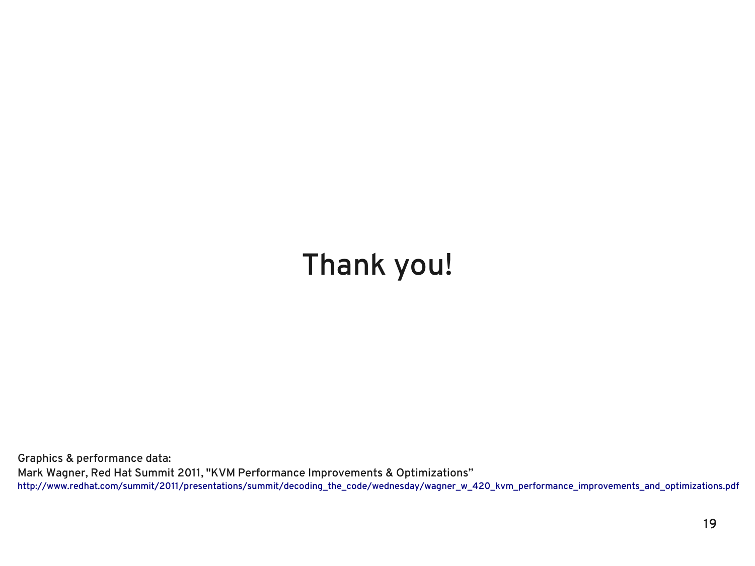# Thank you!

Graphics & performance data:
Mark Wagner, Red Hat Summit 2011, "KVM Performance Improvements & Optimizations”
http://www.redhat.com/summit/2011/presentations/summit/decoding_the_code/wednesday/wagner_w_420_kvm_performance_improvements_and_optimizations.pdf